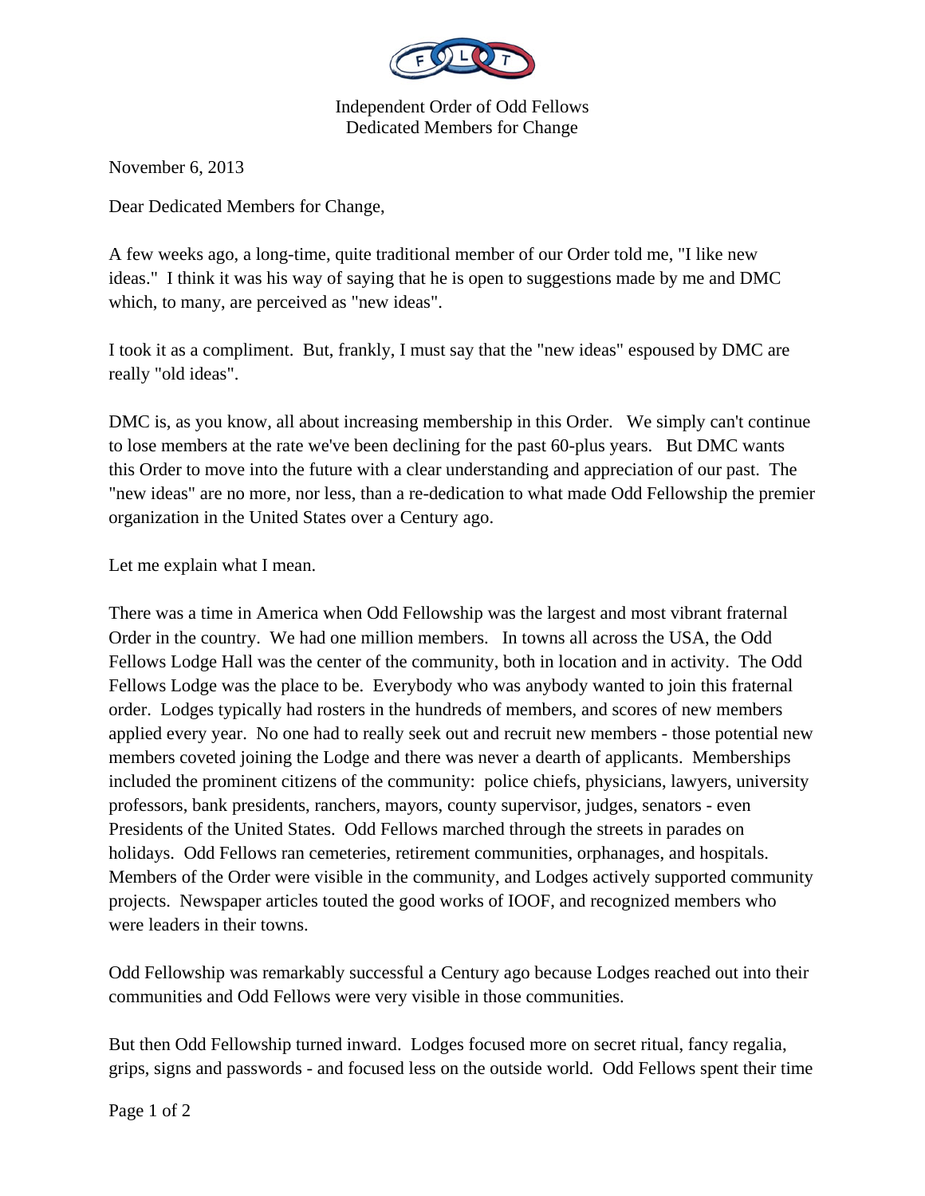Independent Order of Odd Fellows
Dedicated Members for Change

November 6, 2013

Dear Dedicated Members for Change,

A few weeks ago, a long-time, quite traditional member of our Order told me, "I like new ideas." I think it was his way of saying that he is open to suggestions made by me and DMC which, to many, are perceived as "new ideas".

I took it as a compliment. But, frankly, I must say that the "new ideas" espoused by DMC are really "old ideas".

DMC is, as you know, all about increasing membership in this Order. We simply can't continue to lose members at the rate we've been declining for the past 60-plus years. But DMC wants this Order to move into the future with a clear understanding and appreciation of our past. The "new ideas" are no more, nor less, than a re-dedication to what made Odd Fellowship the premier organization in the United States over a Century ago.

Let me explain what I mean.

There was a time in America when Odd Fellowship was the largest and most vibrant fraternal Order in the country. We had one million members. In towns all across the USA, the Odd Fellows Lodge Hall was the center of the community, both in location and in activity. The Odd Fellows Lodge was the place to be. Everybody who was anybody wanted to join this fraternal order. Lodges typically had rosters in the hundreds of members, and scores of new members applied every year. No one had to really seek out and recruit new members - those potential new members coveted joining the Lodge and there was never a dearth of applicants. Memberships included the prominent citizens of the community: police chiefs, physicians, lawyers, university professors, bank presidents, ranchers, mayors, county supervisor, judges, senators - even Presidents of the United States. Odd Fellows marched through the streets in parades on holidays. Odd Fellows ran cemeteries, retirement communities, orphanages, and hospitals. Members of the Order were visible in the community, and Lodges actively supported community projects. Newspaper articles touted the good works of IOOF, and recognized members who were leaders in their towns.

Odd Fellowship was remarkably successful a Century ago because Lodges reached out into their communities and Odd Fellows were very visible in those communities.

But then Odd Fellowship turned inward. Lodges focused more on secret ritual, fancy regalia, grips, signs and passwords - and focused less on the outside world. Odd Fellows spent their time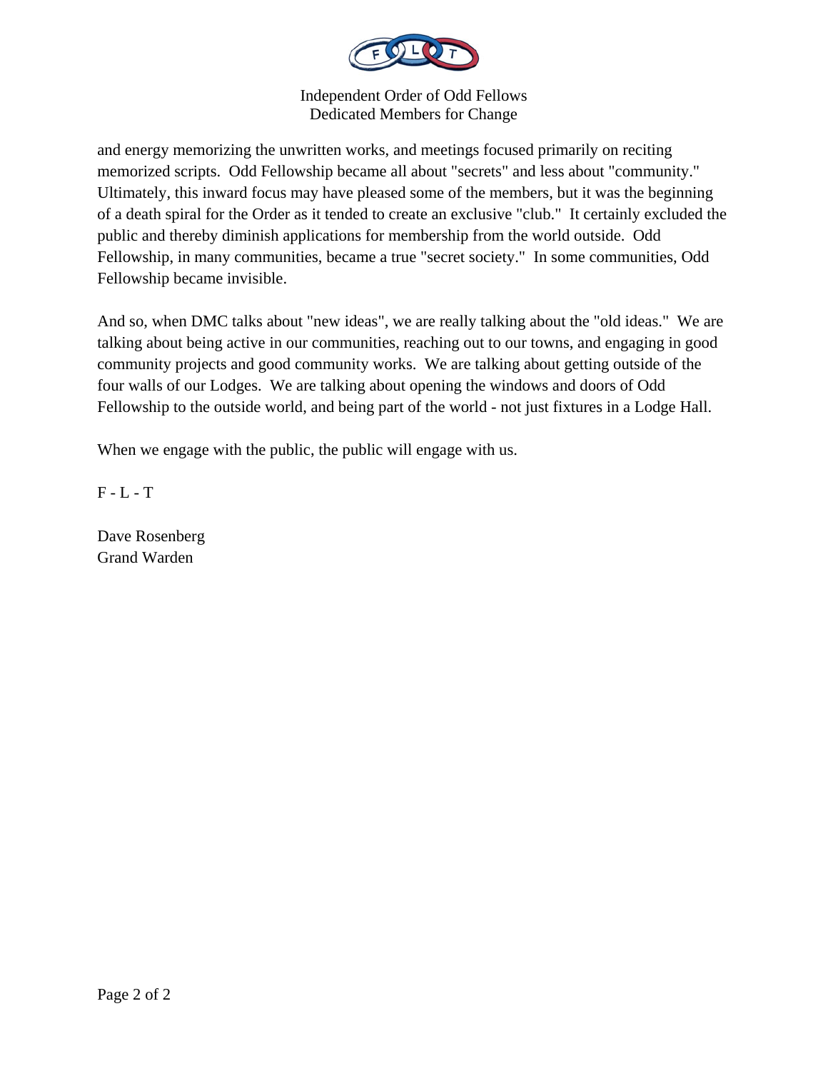and energy memorizing the unwritten works, and meetings focused primarily on reciting memorized scripts. Odd Fellowship became all about "secrets" and less about "community." Ultimately, this inward focus may have pleased some of the members, but it was the beginning of a death spiral for the Order as it tended to create an exclusive "club." It certainly excluded the public and thereby diminish applications for membership from the world outside. Odd Fellowship, in many communities, became a true "secret society." In some communities, Odd Fellowship became invisible.

And so, when DMC talks about "new ideas", we are really talking about the "old ideas." We are talking about being active in our communities, reaching out to our towns, and engaging in good community projects and good community works. We are talking about getting outside of the four walls of our Lodges. We are talking about opening the windows and doors of Odd Fellowship to the outside world, and being part of the world - not just fixtures in a Lodge Hall.

When we engage with the public, the public will engage with us.

F - L - T

Dave Rosenberg
Grand Warden